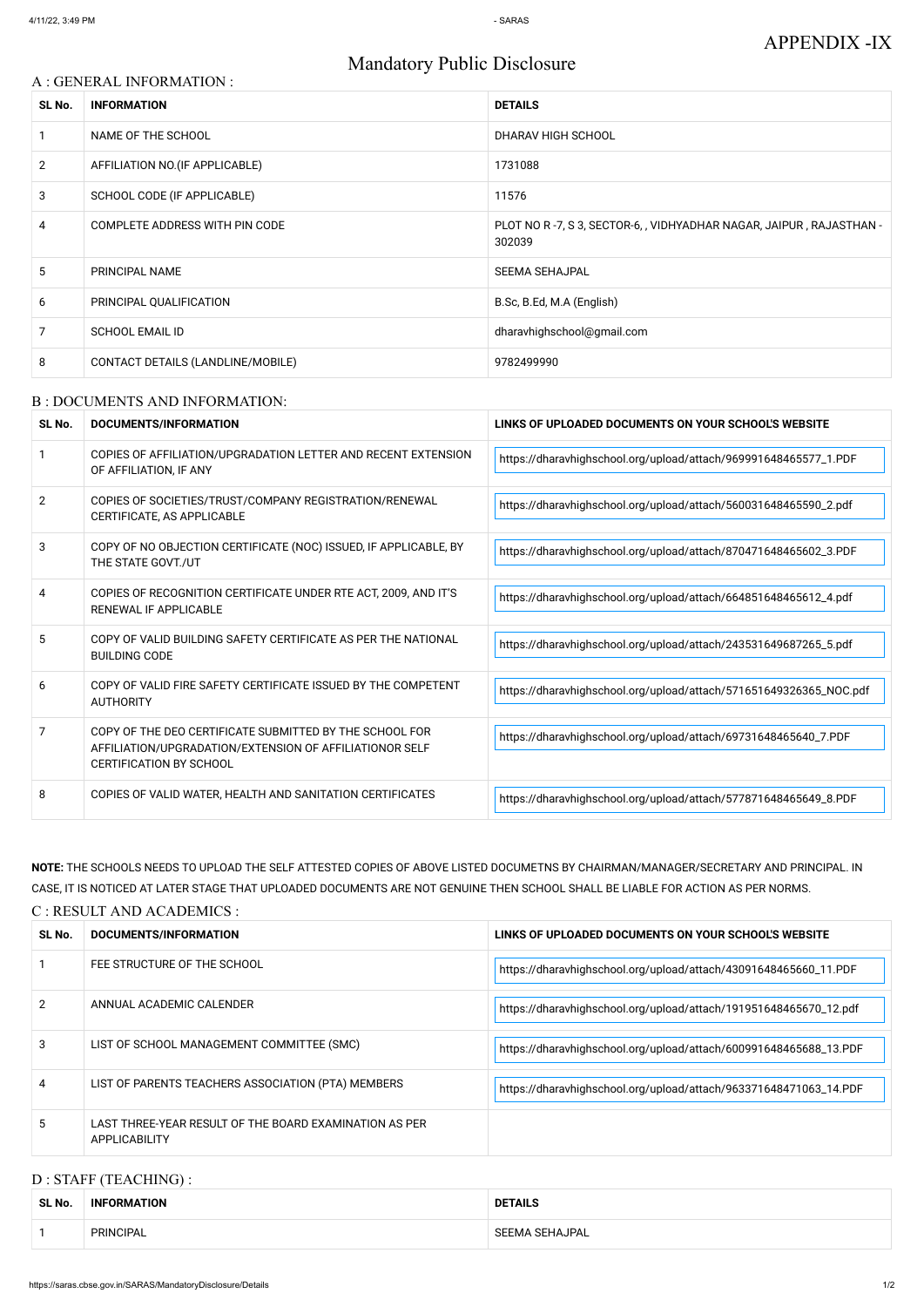APPENDIX -IX

# Mandatory Public Disclosure

## A : GENERAL INFORMATION :

| SL No. | INFORMATION | DETAILS |
|---|---|---|
| 1 | NAME OF THE SCHOOL | DHARAV HIGH SCHOOL |
| 2 | AFFILIATION NO.(IF APPLICABLE) | 1731088 |
| 3 | SCHOOL CODE (IF APPLICABLE) | 11576 |
| 4 | COMPLETE ADDRESS WITH PIN CODE | PLOT NO R -7, S 3, SECTOR-6, , VIDHYADHAR NAGAR, JAIPUR , RAJASTHAN - 302039 |
| 5 | PRINCIPAL NAME | SEEMA SEHAJPAL |
| 6 | PRINCIPAL QUALIFICATION | B.Sc, B.Ed, M.A (English) |
| 7 | SCHOOL EMAIL ID | dharavhighschool@gmail.com |
| 8 | CONTACT DETAILS (LANDLINE/MOBILE) | 9782499990 |

## B : DOCUMENTS AND INFORMATION:

| SL No. | DOCUMENTS/INFORMATION | LINKS OF UPLOADED DOCUMENTS ON YOUR SCHOOL'S WEBSITE |
|---|---|---|
| 1 | COPIES OF AFFILIATION/UPGRADATION LETTER AND RECENT EXTENSION OF AFFILIATION, IF ANY | https://dharavhighschool.org/upload/attach/969991648465577_1.PDF |
| 2 | COPIES OF SOCIETIES/TRUST/COMPANY REGISTRATION/RENEWAL CERTIFICATE, AS APPLICABLE | https://dharavhighschool.org/upload/attach/560031648465590_2.pdf |
| 3 | COPY OF NO OBJECTION CERTIFICATE (NOC) ISSUED, IF APPLICABLE, BY THE STATE GOVT./UT | https://dharavhighschool.org/upload/attach/870471648465602_3.PDF |
| 4 | COPIES OF RECOGNITION CERTIFICATE UNDER RTE ACT, 2009, AND IT'S RENEWAL IF APPLICABLE | https://dharavhighschool.org/upload/attach/664851648465612_4.pdf |
| 5 | COPY OF VALID BUILDING SAFETY CERTIFICATE AS PER THE NATIONAL BUILDING CODE | https://dharavhighschool.org/upload/attach/243531649687265_5.pdf |
| 6 | COPY OF VALID FIRE SAFETY CERTIFICATE ISSUED BY THE COMPETENT AUTHORITY | https://dharavhighschool.org/upload/attach/571651649326365_NOC.pdf |
| 7 | COPY OF THE DEO CERTIFICATE SUBMITTED BY THE SCHOOL FOR AFFILIATION/UPGRADATION/EXTENSION OF AFFILIATIONOR SELF CERTIFICATION BY SCHOOL | https://dharavhighschool.org/upload/attach/69731648465640_7.PDF |
| 8 | COPIES OF VALID WATER, HEALTH AND SANITATION CERTIFICATES | https://dharavhighschool.org/upload/attach/577871648465649_8.PDF |

**NOTE:** THE SCHOOLS NEEDS TO UPLOAD THE SELF ATTESTED COPIES OF ABOVE LISTED DOCUMETNS BY CHAIRMAN/MANAGER/SECRETARY AND PRINCIPAL. IN CASE, IT IS NOTICED AT LATER STAGE THAT UPLOADED DOCUMENTS ARE NOT GENUINE THEN SCHOOL SHALL BE LIABLE FOR ACTION AS PER NORMS.

## C : RESULT AND ACADEMICS :

| SL No. | DOCUMENTS/INFORMATION | LINKS OF UPLOADED DOCUMENTS ON YOUR SCHOOL'S WEBSITE |
|---|---|---|
| 1 | FEE STRUCTURE OF THE SCHOOL | https://dharavhighschool.org/upload/attach/43091648465660_11.PDF |
| 2 | ANNUAL ACADEMIC CALENDER | https://dharavhighschool.org/upload/attach/191951648465670_12.pdf |
| 3 | LIST OF SCHOOL MANAGEMENT COMMITTEE (SMC) | https://dharavhighschool.org/upload/attach/600991648465688_13.PDF |
| 4 | LIST OF PARENTS TEACHERS ASSOCIATION (PTA) MEMBERS | https://dharavhighschool.org/upload/attach/963371648471063_14.PDF |
| 5 | LAST THREE-YEAR RESULT OF THE BOARD EXAMINATION AS PER APPLICABILITY | |

## D : STAFF (TEACHING) :

| SL No. | INFORMATION | DETAILS |
|---|---|---|
| 1 | PRINCIPAL | SEEMA SEHAJPAL |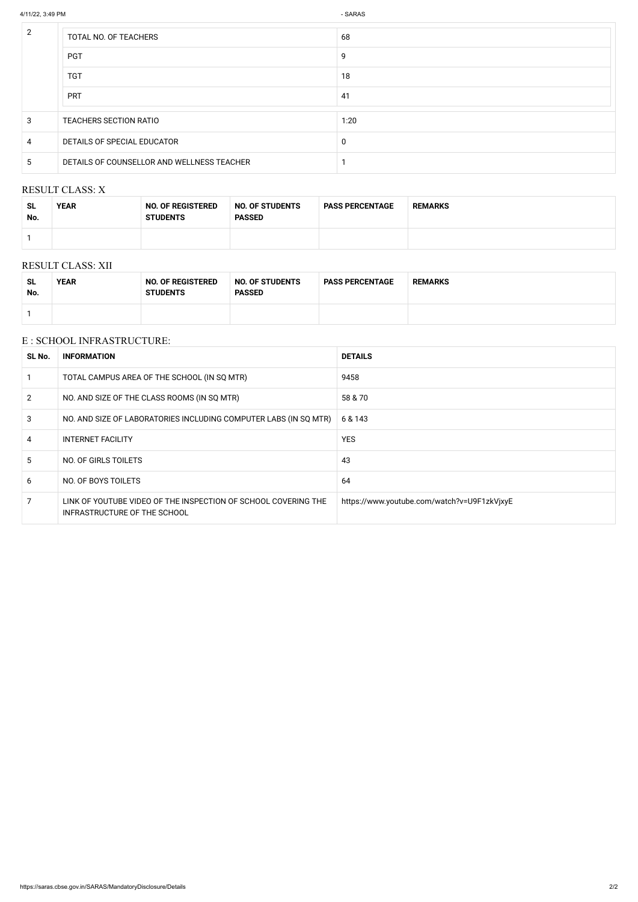| | | |
|---|---|---|
| 2 | TOTAL NO. OF TEACHERS | 68 |
| | PGT | 9 |
| | TGT | 18 |
| | PRT | 41 |
| 3 | TEACHERS SECTION RATIO | 1:20 |
| 4 | DETAILS OF SPECIAL EDUCATOR | 0 |
| 5 | DETAILS OF COUNSELLOR AND WELLNESS TEACHER | 1 |

## RESULT CLASS: X

| SL No. | YEAR | NO. OF REGISTERED STUDENTS | NO. OF STUDENTS PASSED | PASS PERCENTAGE | REMARKS |
|---|---|---|---|---|---|
| 1 | | | | | |

## RESULT CLASS: XII

| SL No. | YEAR | NO. OF REGISTERED STUDENTS | NO. OF STUDENTS PASSED | PASS PERCENTAGE | REMARKS |
|---|---|---|---|---|---|
| 1 | | | | | |

## E : SCHOOL INFRASTRUCTURE:

| SL No. | INFORMATION | DETAILS |
|---|---|---|
| 1 | TOTAL CAMPUS AREA OF THE SCHOOL (IN SQ MTR) | 9458 |
| 2 | NO. AND SIZE OF THE CLASS ROOMS (IN SQ MTR) | 58 & 70 |
| 3 | NO. AND SIZE OF LABORATORIES INCLUDING COMPUTER LABS (IN SQ MTR) | 6 & 143 |
| 4 | INTERNET FACILITY | YES |
| 5 | NO. OF GIRLS TOILETS | 43 |
| 6 | NO. OF BOYS TOILETS | 64 |
| 7 | LINK OF YOUTUBE VIDEO OF THE INSPECTION OF SCHOOL COVERING THE INFRASTRUCTURE OF THE SCHOOL | https://www.youtube.com/watch?v=U9F1zkVjxyE |